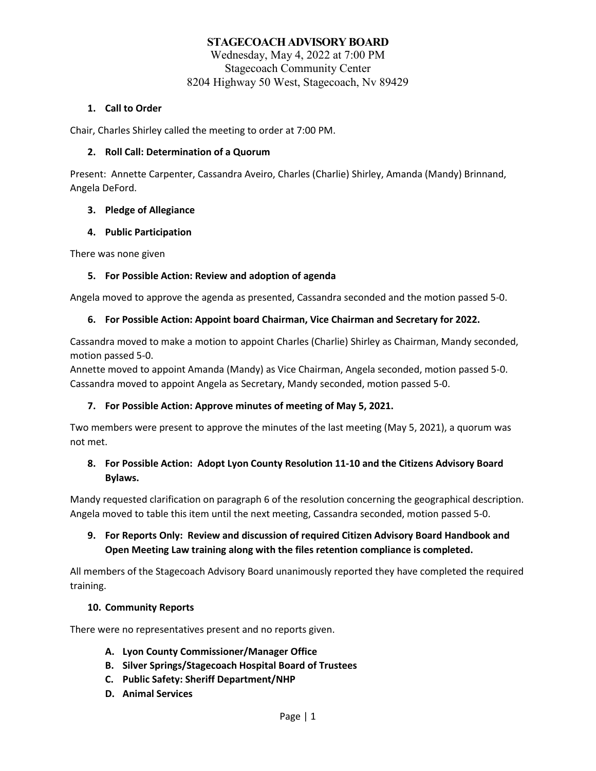# STAGECOACH ADVISORY BOARD

Wednesday, May 4, 2022 at 7:00 PM
Stagecoach Community Center
8204 Highway 50 West, Stagecoach, Nv 89429

1. **Call to Order**

Chair, Charles Shirley called the meeting to order at 7:00 PM.

2. **Roll Call: Determination of a Quorum**

Present: Annette Carpenter, Cassandra Aveiro, Charles (Charlie) Shirley, Amanda (Mandy) Brinnand, Angela DeFord.

3. **Pledge of Allegiance**

4. **Public Participation**

There was none given

5. **For Possible Action: Review and adoption of agenda**

Angela moved to approve the agenda as presented, Cassandra seconded and the motion passed 5-0.

6. **For Possible Action: Appoint board Chairman, Vice Chairman and Secretary for 2022.**

Cassandra moved to make a motion to appoint Charles (Charlie) Shirley as Chairman, Mandy seconded, motion passed 5-0.
Annette moved to appoint Amanda (Mandy) as Vice Chairman, Angela seconded, motion passed 5-0.
Cassandra moved to appoint Angela as Secretary, Mandy seconded, motion passed 5-0.

7. **For Possible Action: Approve minutes of meeting of May 5, 2021.**

Two members were present to approve the minutes of the last meeting (May 5, 2021), a quorum was not met.

8. **For Possible Action: Adopt Lyon County Resolution 11-10 and the Citizens Advisory Board Bylaws.**

Mandy requested clarification on paragraph 6 of the resolution concerning the geographical description. Angela moved to table this item until the next meeting, Cassandra seconded, motion passed 5-0.

9. **For Reports Only: Review and discussion of required Citizen Advisory Board Handbook and Open Meeting Law training along with the files retention compliance is completed.**

All members of the Stagecoach Advisory Board unanimously reported they have completed the required training.

10. **Community Reports**

There were no representatives present and no reports given.

   A. **Lyon County Commissioner/Manager Office**
   B. **Silver Springs/Stagecoach Hospital Board of Trustees**
   C. **Public Safety: Sheriff Department/NHP**
   D. **Animal Services**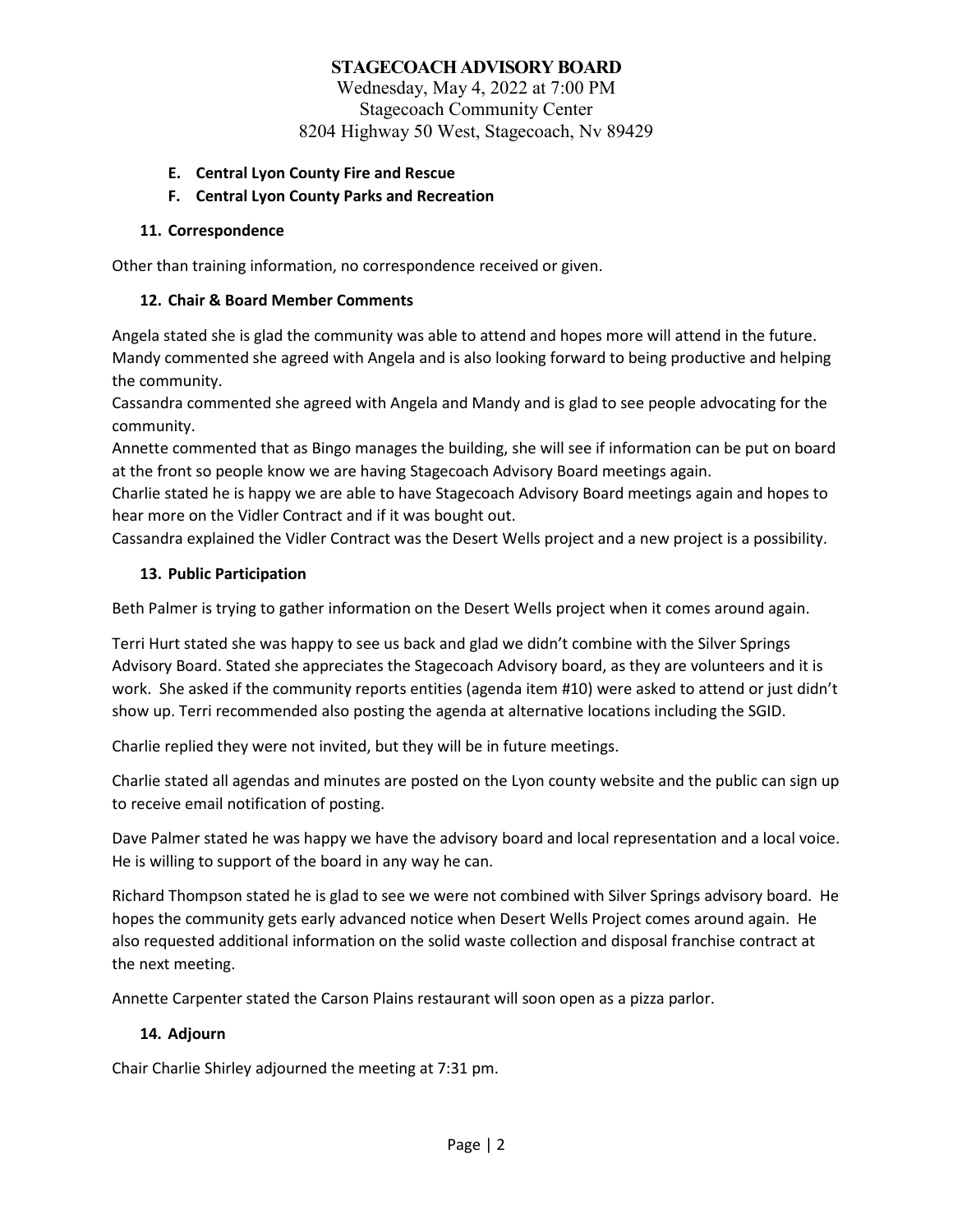**E. Central Lyon County Fire and Rescue**

**F. Central Lyon County Parks and Recreation**

**11. Correspondence**

Other than training information, no correspondence received or given.

**12. Chair & Board Member Comments**

Angela stated she is glad the community was able to attend and hopes more will attend in the future.
Mandy commented she agreed with Angela and is also looking forward to being productive and helping the community.
Cassandra commented she agreed with Angela and Mandy and is glad to see people advocating for the community.
Annette commented that as Bingo manages the building, she will see if information can be put on board at the front so people know we are having Stagecoach Advisory Board meetings again.
Charlie stated he is happy we are able to have Stagecoach Advisory Board meetings again and hopes to hear more on the Vidler Contract and if it was bought out.
Cassandra explained the Vidler Contract was the Desert Wells project and a new project is a possibility.

**13. Public Participation**

Beth Palmer is trying to gather information on the Desert Wells project when it comes around again.

Terri Hurt stated she was happy to see us back and glad we didn't combine with the Silver Springs Advisory Board. Stated she appreciates the Stagecoach Advisory board, as they are volunteers and it is work. She asked if the community reports entities (agenda item #10) were asked to attend or just didn't show up. Terri recommended also posting the agenda at alternative locations including the SGID.

Charlie replied they were not invited, but they will be in future meetings.

Charlie stated all agendas and minutes are posted on the Lyon county website and the public can sign up to receive email notification of posting.

Dave Palmer stated he was happy we have the advisory board and local representation and a local voice. He is willing to support of the board in any way he can.

Richard Thompson stated he is glad to see we were not combined with Silver Springs advisory board. He hopes the community gets early advanced notice when Desert Wells Project comes around again. He also requested additional information on the solid waste collection and disposal franchise contract at the next meeting.

Annette Carpenter stated the Carson Plains restaurant will soon open as a pizza parlor.

**14. Adjourn**

Chair Charlie Shirley adjourned the meeting at 7:31 pm.